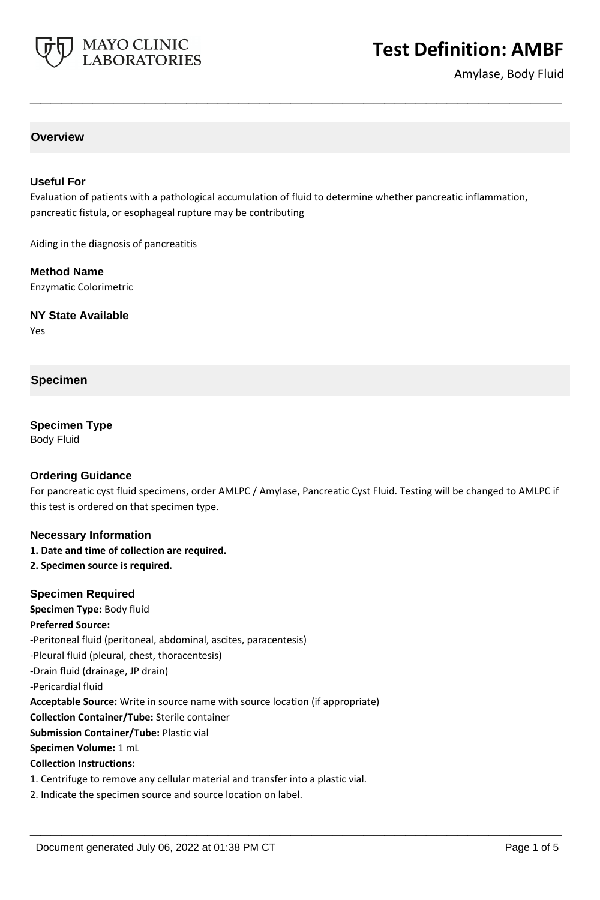# Test Definition: AMBF

Amylase, Body Fluid

## Overview

### Useful For

Evaluation of patients with a pathological accumulation of fluid to determine whether pancreatic inflammation, pancreatic fistula, or esophageal rupture may be contributing

Aiding in the diagnosis of pancreatitis

### Method Name

Enzymatic Colorimetric

### NY State Available

Yes

## Specimen

### Specimen Type

Body Fluid

### Ordering Guidance

For pancreatic cyst fluid specimens, order AMLPC / Amylase, Pancreatic Cyst Fluid. Testing will be changed to AMLPC if this test is ordered on that specimen type.

### Necessary Information

**1. Date and time of collection are required.**

**2. Specimen source is required.**

### Specimen Required

**Specimen Type:** Body fluid

**Preferred Source:**

-Peritoneal fluid (peritoneal, abdominal, ascites, paracentesis)

-Pleural fluid (pleural, chest, thoracentesis)

-Drain fluid (drainage, JP drain)

-Pericardial fluid

**Acceptable Source:** Write in source name with source location (if appropriate)

**Collection Container/Tube:** Sterile container

**Submission Container/Tube:** Plastic vial

**Specimen Volume:** 1 mL

**Collection Instructions:**

1. Centrifuge to remove any cellular material and transfer into a plastic vial.
2. Indicate the specimen source and source location on label.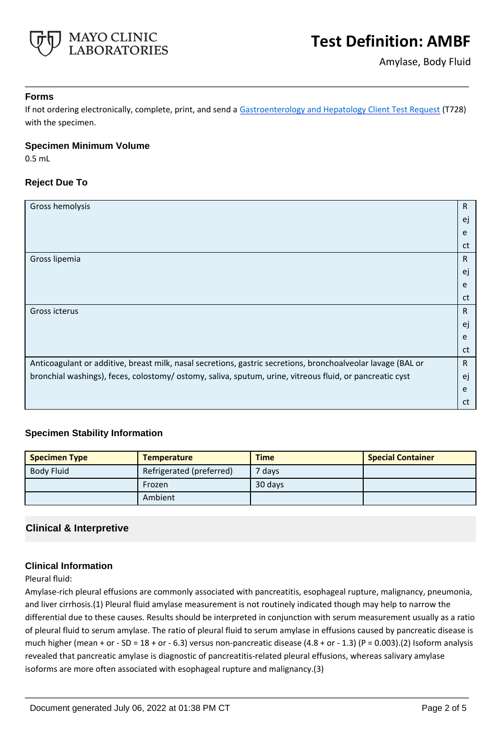## Forms

If not ordering electronically, complete, print, and send a [Gastroenterology and Hepatology Client Test Request](Gastroenterology and Hepatology Client Test Request) (T728) with the specimen.

## Specimen Minimum Volume

0.5 mL

## Reject Due To

| | |
|---|---|
| Gross hemolysis | Reject |
| Gross lipemia | Reject |
| Gross icterus | Reject |
| Anticoagulant or additive, breast milk, nasal secretions, gastric secretions, bronchoalveolar lavage (BAL or bronchial washings), feces, colostomy/ ostomy, saliva, sputum, urine, vitreous fluid, or pancreatic cyst | Reject |

## Specimen Stability Information

| Specimen Type | Temperature | Time | Special Container |
|---|---|---|---|
| Body Fluid | Refrigerated (preferred) | 7 days | |
| | Frozen | 30 days | |
| | Ambient | | |

# Clinical & Interpretive

## Clinical Information

Pleural fluid:

Amylase-rich pleural effusions are commonly associated with pancreatitis, esophageal rupture, malignancy, pneumonia, and liver cirrhosis.(1) Pleural fluid amylase measurement is not routinely indicated though may help to narrow the differential due to these causes. Results should be interpreted in conjunction with serum measurement usually as a ratio of pleural fluid to serum amylase. The ratio of pleural fluid to serum amylase in effusions caused by pancreatic disease is much higher (mean + or - SD = 18 + or - 6.3) versus non-pancreatic disease (4.8 + or - 1.3) (P = 0.003).(2) Isoform analysis revealed that pancreatic amylase is diagnostic of pancreatitis-related pleural effusions, whereas salivary amylase isoforms are more often associated with esophageal rupture and malignancy.(3)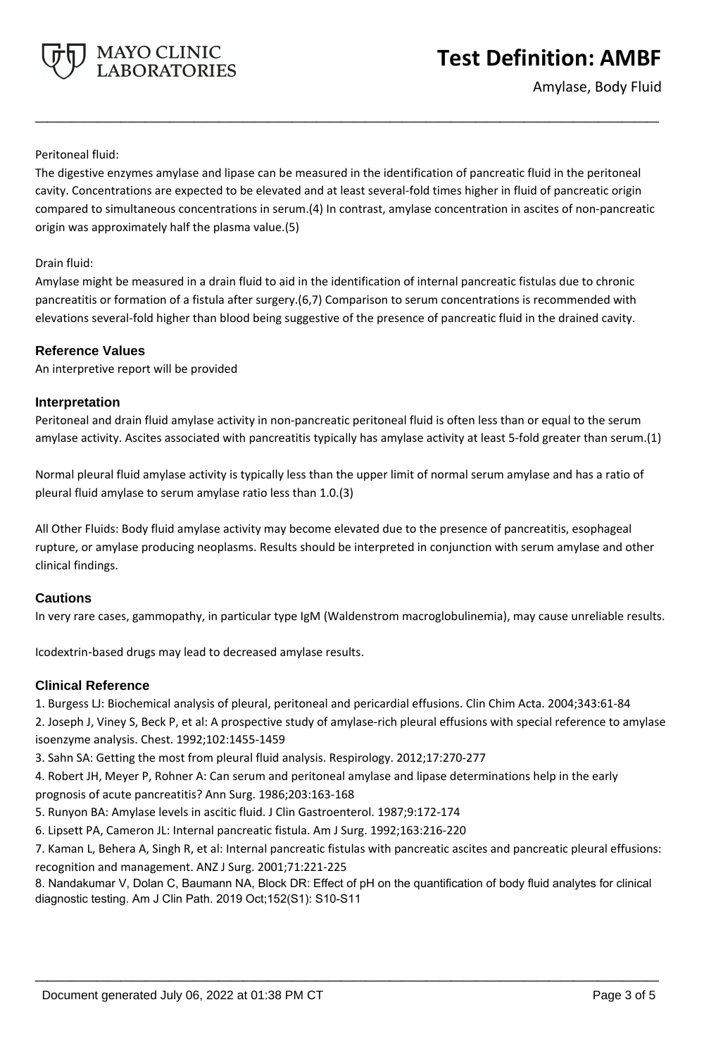Peritoneal fluid:

The digestive enzymes amylase and lipase can be measured in the identification of pancreatic fluid in the peritoneal cavity. Concentrations are expected to be elevated and at least several-fold times higher in fluid of pancreatic origin compared to simultaneous concentrations in serum.(4) In contrast, amylase concentration in ascites of non-pancreatic origin was approximately half the plasma value.(5)

Drain fluid:

Amylase might be measured in a drain fluid to aid in the identification of internal pancreatic fistulas due to chronic pancreatitis or formation of a fistula after surgery.(6,7) Comparison to serum concentrations is recommended with elevations several-fold higher than blood being suggestive of the presence of pancreatic fluid in the drained cavity.

## Reference Values

An interpretive report will be provided

## Interpretation

Peritoneal and drain fluid amylase activity in non-pancreatic peritoneal fluid is often less than or equal to the serum amylase activity. Ascites associated with pancreatitis typically has amylase activity at least 5-fold greater than serum.(1)

Normal pleural fluid amylase activity is typically less than the upper limit of normal serum amylase and has a ratio of pleural fluid amylase to serum amylase ratio less than 1.0.(3)

All Other Fluids: Body fluid amylase activity may become elevated due to the presence of pancreatitis, esophageal rupture, or amylase producing neoplasms. Results should be interpreted in conjunction with serum amylase and other clinical findings.

## Cautions

In very rare cases, gammopathy, in particular type IgM (Waldenstrom macroglobulinemia), may cause unreliable results.

Icodextrin-based drugs may lead to decreased amylase results.

## Clinical Reference

1. Burgess LJ: Biochemical analysis of pleural, peritoneal and pericardial effusions. Clin Chim Acta. 2004;343:61-84
2. Joseph J, Viney S, Beck P, et al: A prospective study of amylase-rich pleural effusions with special reference to amylase isoenzyme analysis. Chest. 1992;102:1455-1459
3. Sahn SA: Getting the most from pleural fluid analysis. Respirology. 2012;17:270-277
4. Robert JH, Meyer P, Rohner A: Can serum and peritoneal amylase and lipase determinations help in the early prognosis of acute pancreatitis? Ann Surg. 1986;203:163-168
5. Runyon BA: Amylase levels in ascitic fluid. J Clin Gastroenterol. 1987;9:172-174
6. Lipsett PA, Cameron JL: Internal pancreatic fistula. Am J Surg. 1992;163:216-220
7. Kaman L, Behera A, Singh R, et al: Internal pancreatic fistulas with pancreatic ascites and pancreatic pleural effusions: recognition and management. ANZ J Surg. 2001;71:221-225
8. Nandakumar V, Dolan C, Baumann NA, Block DR: Effect of pH on the quantification of body fluid analytes for clinical diagnostic testing. Am J Clin Path. 2019 Oct;152(S1): S10-S11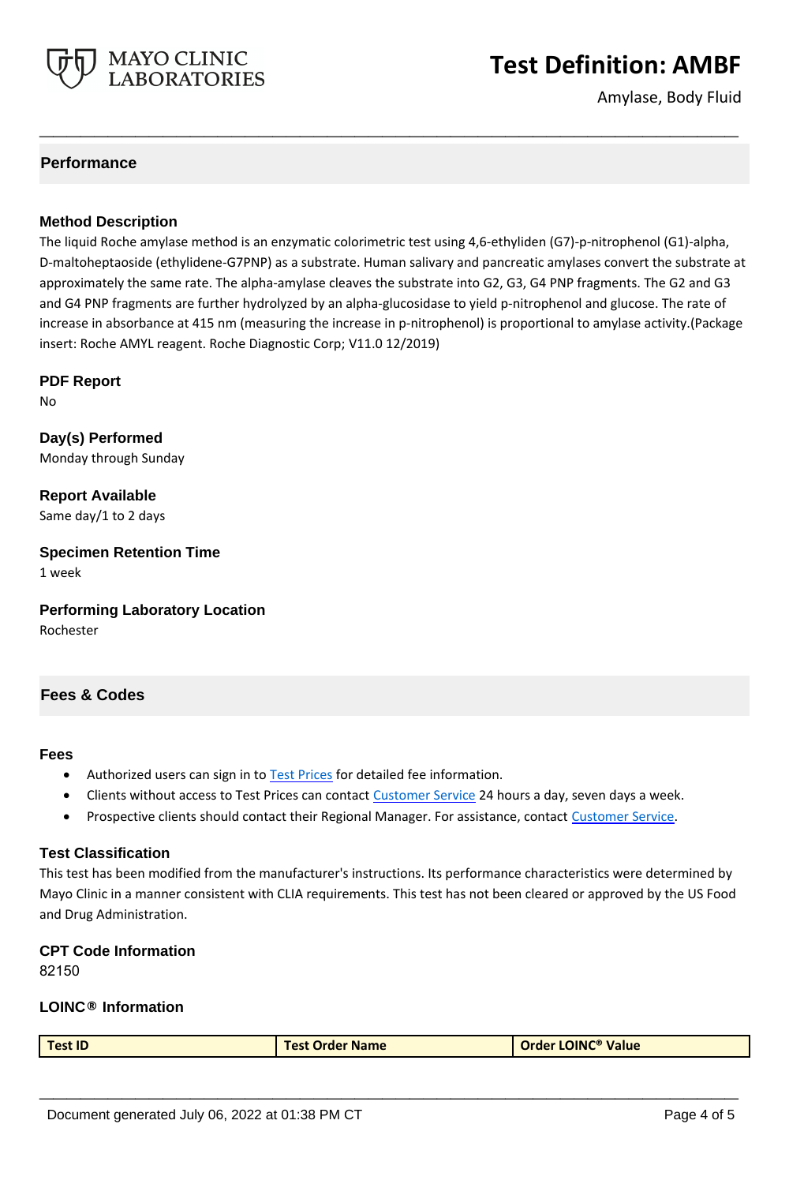## Performance

### Method Description

The liquid Roche amylase method is an enzymatic colorimetric test using 4,6-ethyliden (G7)-p-nitrophenol (G1)-alpha, D-maltoheptaoside (ethylidene-G7PNP) as a substrate. Human salivary and pancreatic amylases convert the substrate at approximately the same rate. The alpha-amylase cleaves the substrate into G2, G3, G4 PNP fragments. The G2 and G3 and G4 PNP fragments are further hydrolyzed by an alpha-glucosidase to yield p-nitrophenol and glucose. The rate of increase in absorbance at 415 nm (measuring the increase in p-nitrophenol) is proportional to amylase activity.(Package insert: Roche AMYL reagent. Roche Diagnostic Corp; V11.0 12/2019)

### PDF Report

No

### Day(s) Performed

Monday through Sunday

### Report Available

Same day/1 to 2 days

### Specimen Retention Time

1 week

### Performing Laboratory Location

Rochester

## Fees & Codes

### Fees

- Authorized users can sign in to Test Prices for detailed fee information.
- Clients without access to Test Prices can contact Customer Service 24 hours a day, seven days a week.
- Prospective clients should contact their Regional Manager. For assistance, contact Customer Service.

### Test Classification

This test has been modified from the manufacturer's instructions. Its performance characteristics were determined by Mayo Clinic in a manner consistent with CLIA requirements. This test has not been cleared or approved by the US Food and Drug Administration.

### CPT Code Information

82150

### LOINC® Information

| Test ID | Test Order Name | Order LOINC® Value |
|---|---|---|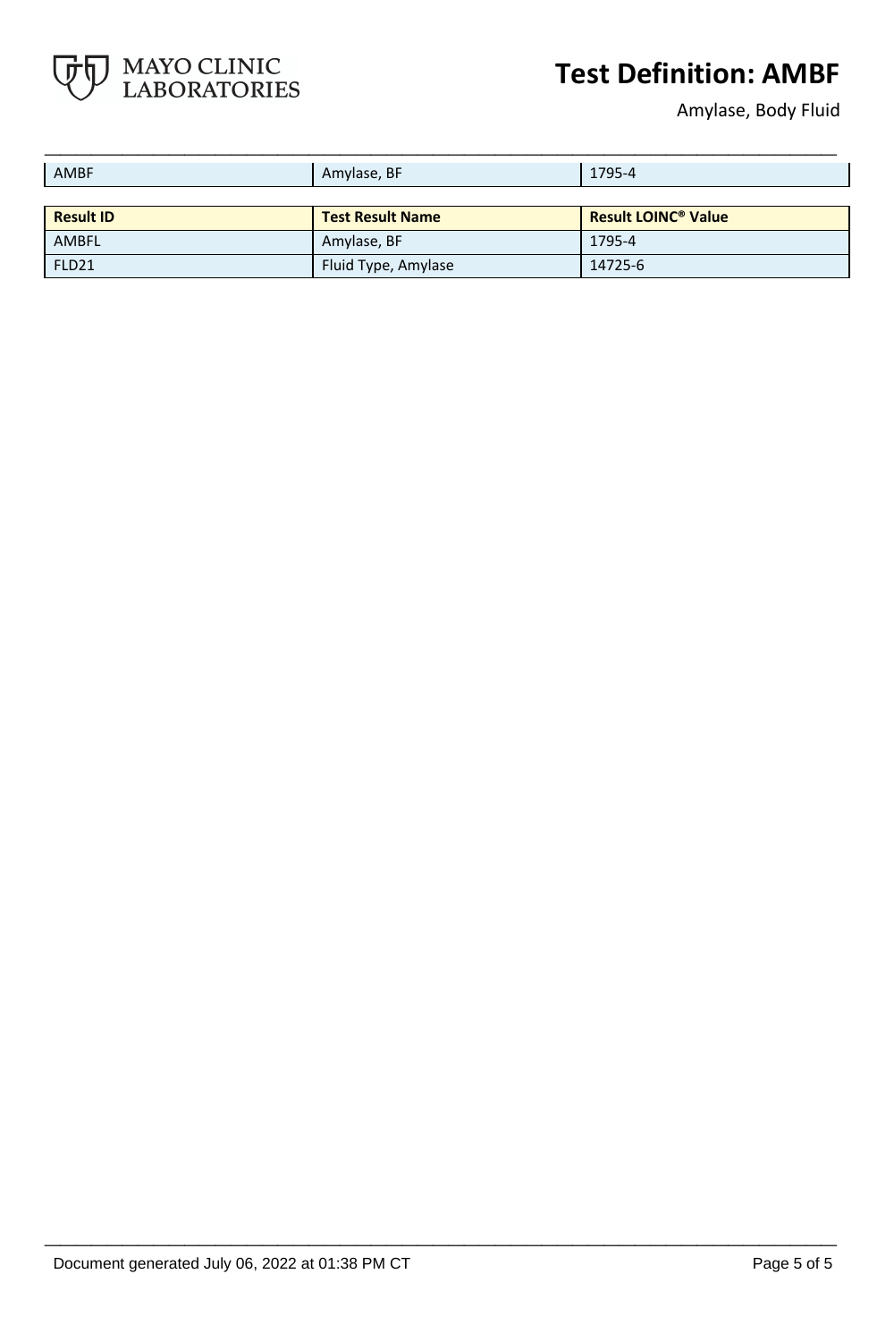| | | |
|---|---|---|
| AMBF | Amylase, BF | 1795-4 |

| Result ID | Test Result Name | Result LOINC® Value |
|---|---|---|
| AMBFL | Amylase, BF | 1795-4 |
| FLD21 | Fluid Type, Amylase | 14725-6 |